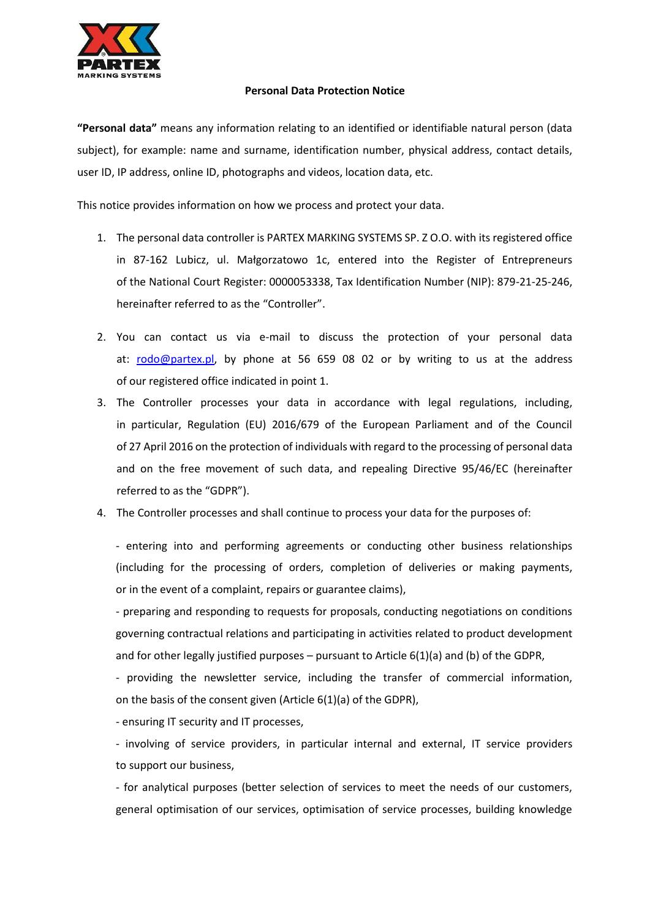**Personal Data Protection Notice**

**"Personal data"** means any information relating to an identified or identifiable natural person (data subject), for example: name and surname, identification number, physical address, contact details, user ID, IP address, online ID, photographs and videos, location data, etc.

This notice provides information on how we process and protect your data.

1. The personal data controller is PARTEX MARKING SYSTEMS SP. Z O.O. with its registered office in 87-162 Lubicz, ul. Małgorzatowo 1c, entered into the Register of Entrepreneurs of the National Court Register: 0000053338, Tax Identification Number (NIP): 879-21-25-246, hereinafter referred to as the "Controller".

2. You can contact us via e-mail to discuss the protection of your personal data at: rodo@partex.pl, by phone at 56 659 08 02 or by writing to us at the address of our registered office indicated in point 1.

3. The Controller processes your data in accordance with legal regulations, including, in particular, Regulation (EU) 2016/679 of the European Parliament and of the Council of 27 April 2016 on the protection of individuals with regard to the processing of personal data and on the free movement of such data, and repealing Directive 95/46/EC (hereinafter referred to as the "GDPR").

4. The Controller processes and shall continue to process your data for the purposes of:

   - entering into and performing agreements or conducting other business relationships (including for the processing of orders, completion of deliveries or making payments, or in the event of a complaint, repairs or guarantee claims),

   - preparing and responding to requests for proposals, conducting negotiations on conditions governing contractual relations and participating in activities related to product development and for other legally justified purposes – pursuant to Article 6(1)(a) and (b) of the GDPR,

   - providing the newsletter service, including the transfer of commercial information, on the basis of the consent given (Article 6(1)(a) of the GDPR),

   - ensuring IT security and IT processes,

   - involving of service providers, in particular internal and external, IT service providers to support our business,

   - for analytical purposes (better selection of services to meet the needs of our customers, general optimisation of our services, optimisation of service processes, building knowledge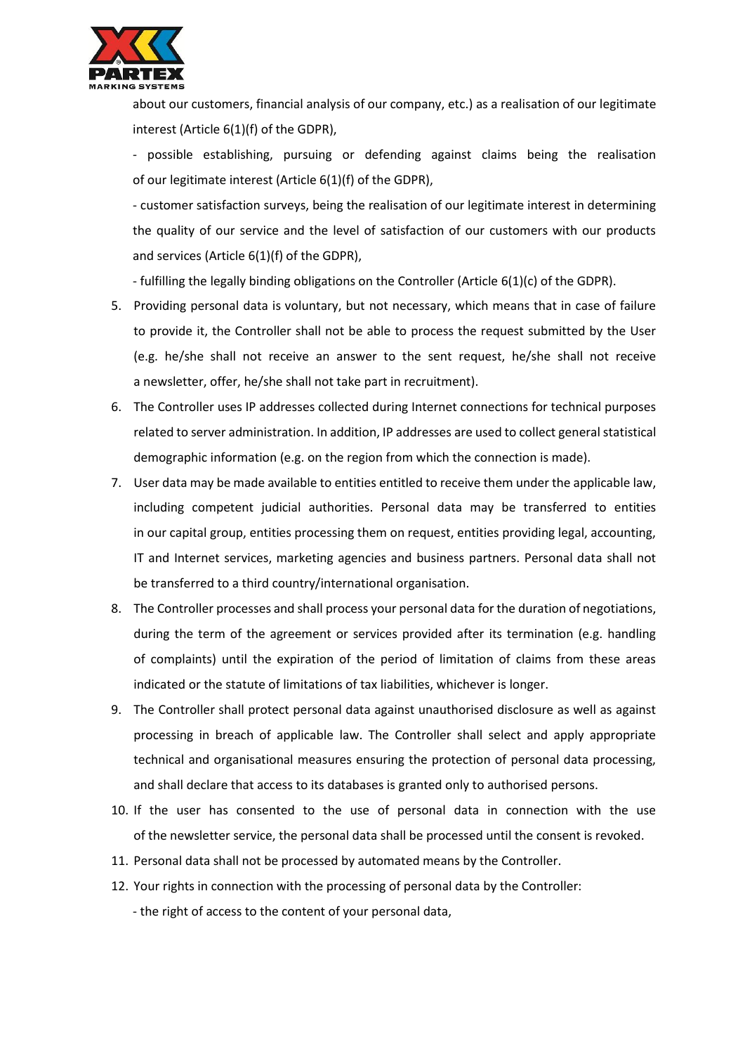about our customers, financial analysis of our company, etc.) as a realisation of our legitimate interest (Article 6(1)(f) of the GDPR),

- possible establishing, pursuing or defending against claims being the realisation of our legitimate interest (Article 6(1)(f) of the GDPR),

- customer satisfaction surveys, being the realisation of our legitimate interest in determining the quality of our service and the level of satisfaction of our customers with our products and services (Article 6(1)(f) of the GDPR),

- fulfilling the legally binding obligations on the Controller (Article 6(1)(c) of the GDPR).

5. Providing personal data is voluntary, but not necessary, which means that in case of failure to provide it, the Controller shall not be able to process the request submitted by the User (e.g. he/she shall not receive an answer to the sent request, he/she shall not receive a newsletter, offer, he/she shall not take part in recruitment).
6. The Controller uses IP addresses collected during Internet connections for technical purposes related to server administration. In addition, IP addresses are used to collect general statistical demographic information (e.g. on the region from which the connection is made).
7. User data may be made available to entities entitled to receive them under the applicable law, including competent judicial authorities. Personal data may be transferred to entities in our capital group, entities processing them on request, entities providing legal, accounting, IT and Internet services, marketing agencies and business partners. Personal data shall not be transferred to a third country/international organisation.
8. The Controller processes and shall process your personal data for the duration of negotiations, during the term of the agreement or services provided after its termination (e.g. handling of complaints) until the expiration of the period of limitation of claims from these areas indicated or the statute of limitations of tax liabilities, whichever is longer.
9. The Controller shall protect personal data against unauthorised disclosure as well as against processing in breach of applicable law. The Controller shall select and apply appropriate technical and organisational measures ensuring the protection of personal data processing, and shall declare that access to its databases is granted only to authorised persons.
10. If the user has consented to the use of personal data in connection with the use of the newsletter service, the personal data shall be processed until the consent is revoked.
11. Personal data shall not be processed by automated means by the Controller.
12. Your rights in connection with the processing of personal data by the Controller:

    - the right of access to the content of your personal data,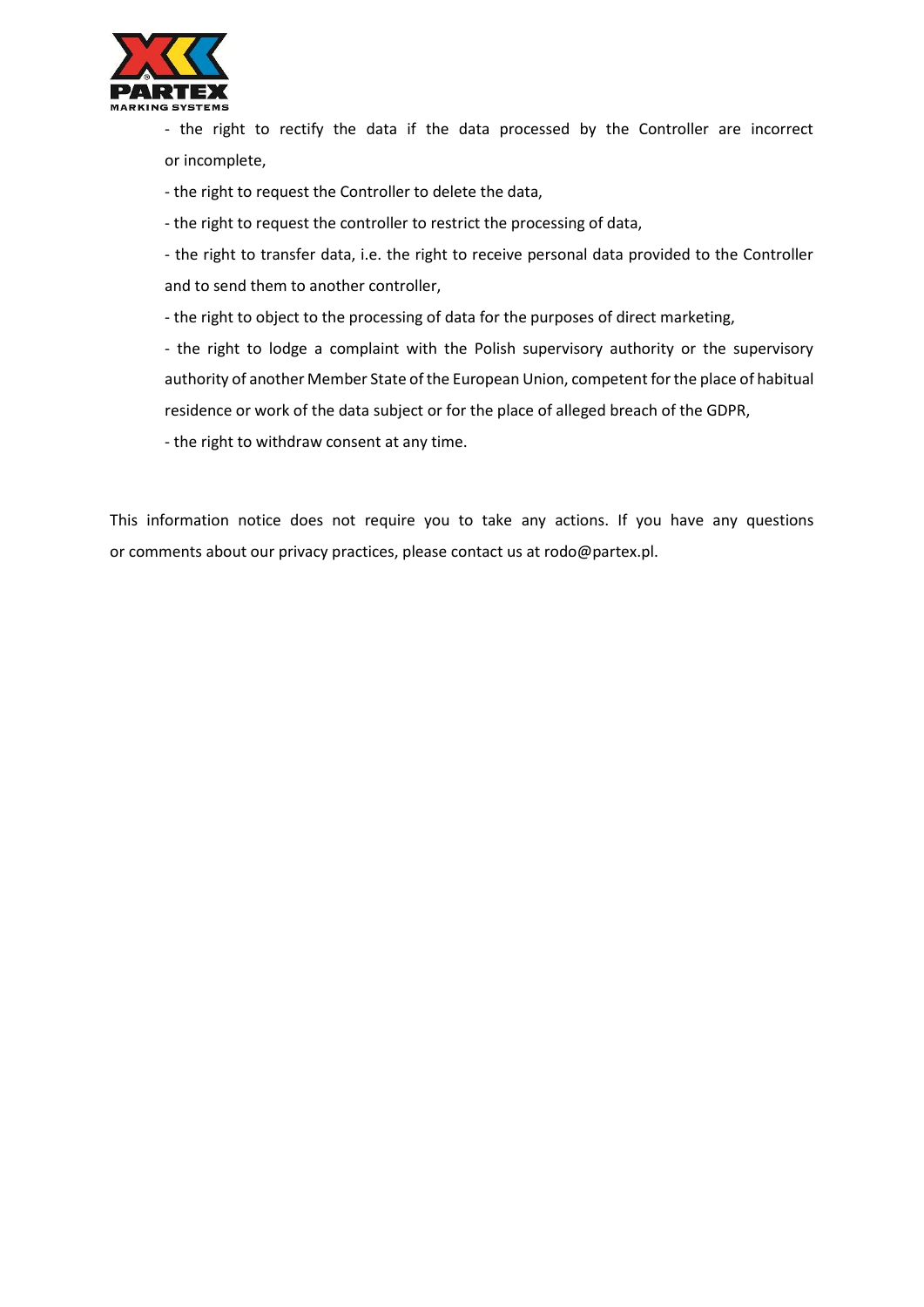- the right to rectify the data if the data processed by the Controller are incorrect or incomplete,
- the right to request the Controller to delete the data,
- the right to request the controller to restrict the processing of data,
- the right to transfer data, i.e. the right to receive personal data provided to the Controller and to send them to another controller,
- the right to object to the processing of data for the purposes of direct marketing,
- the right to lodge a complaint with the Polish supervisory authority or the supervisory authority of another Member State of the European Union, competent for the place of habitual residence or work of the data subject or for the place of alleged breach of the GDPR,
- the right to withdraw consent at any time.

This information notice does not require you to take any actions. If you have any questions or comments about our privacy practices, please contact us at rodo@partex.pl.